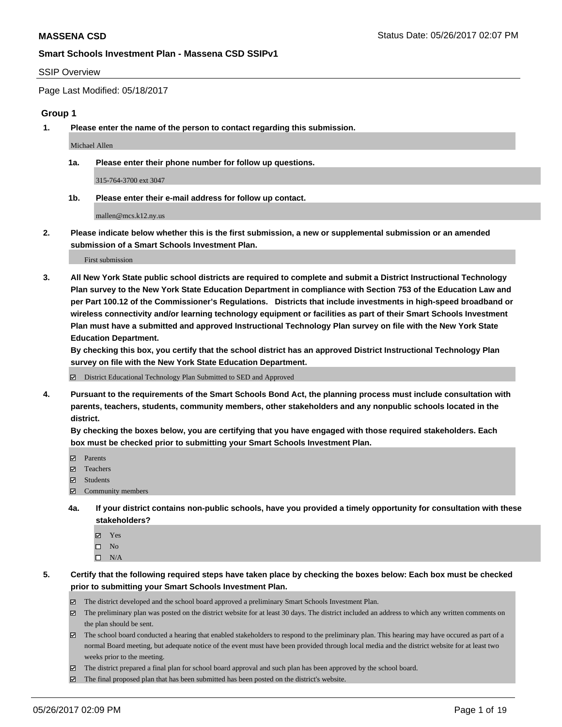**MASSENA CSD** Status Date: 05/26/2017 02:07 PM

**Smart Schools Investment Plan - Massena CSD SSIPv1**

SSIP Overview

Page Last Modified: 05/18/2017

### Group 1

**1. Please enter the name of the person to contact regarding this submission.**

Michael Allen

**1a. Please enter their phone number for follow up questions.**

315-764-3700 ext 3047

**1b. Please enter their e-mail address for follow up contact.**

mallen@mcs.k12.ny.us

**2. Please indicate below whether this is the first submission, a new or supplemental submission or an amended submission of a Smart Schools Investment Plan.**

First submission

**3. All New York State public school districts are required to complete and submit a District Instructional Technology Plan survey to the New York State Education Department in compliance with Section 753 of the Education Law and per Part 100.12 of the Commissioner's Regulations. Districts that include investments in high-speed broadband or wireless connectivity and/or learning technology equipment or facilities as part of their Smart Schools Investment Plan must have a submitted and approved Instructional Technology Plan survey on file with the New York State Education Department.**
**By checking this box, you certify that the school district has an approved District Instructional Technology Plan survey on file with the New York State Education Department.**

- ☑ District Educational Technology Plan Submitted to SED and Approved

**4. Pursuant to the requirements of the Smart Schools Bond Act, the planning process must include consultation with parents, teachers, students, community members, other stakeholders and any nonpublic schools located in the district.**
**By checking the boxes below, you are certifying that you have engaged with those required stakeholders. Each box must be checked prior to submitting your Smart Schools Investment Plan.**

- ☑ Parents
- ☑ Teachers
- ☑ Students
- ☑ Community members

**4a. If your district contains non-public schools, have you provided a timely opportunity for consultation with these stakeholders?**

- ☑ Yes
- ☐ No
- ☐ N/A

**5. Certify that the following required steps have taken place by checking the boxes below: Each box must be checked prior to submitting your Smart Schools Investment Plan.**

- ☑ The district developed and the school board approved a preliminary Smart Schools Investment Plan.
- ☑ The preliminary plan was posted on the district website for at least 30 days. The district included an address to which any written comments on the plan should be sent.
- ☑ The school board conducted a hearing that enabled stakeholders to respond to the preliminary plan. This hearing may have occured as part of a normal Board meeting, but adequate notice of the event must have been provided through local media and the district website for at least two weeks prior to the meeting.
- ☑ The district prepared a final plan for school board approval and such plan has been approved by the school board.
- ☑ The final proposed plan that has been submitted has been posted on the district's website.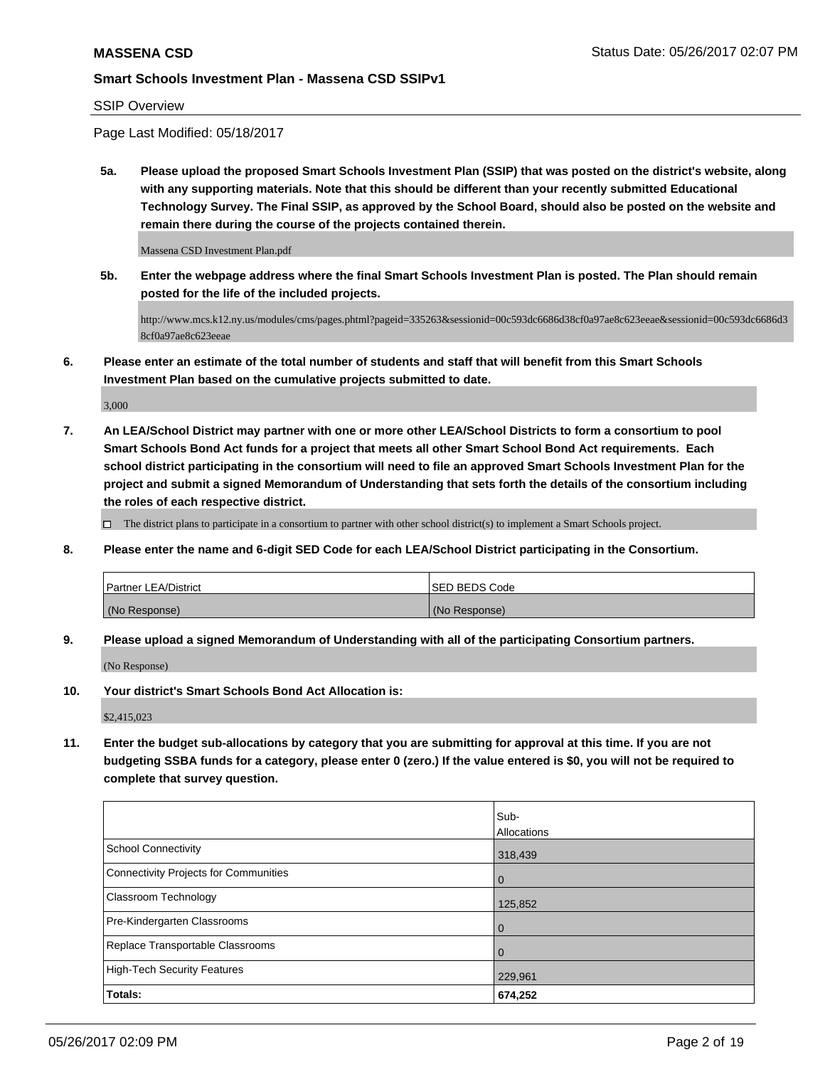## Smart Schools Investment Plan - Massena CSD SSIPv1

SSIP Overview

Page Last Modified: 05/18/2017

**5a. Please upload the proposed Smart Schools Investment Plan (SSIP) that was posted on the district's website, along with any supporting materials. Note that this should be different than your recently submitted Educational Technology Survey. The Final SSIP, as approved by the School Board, should also be posted on the website and remain there during the course of the projects contained therein.**

Massena CSD Investment Plan.pdf

**5b. Enter the webpage address where the final Smart Schools Investment Plan is posted. The Plan should remain posted for the life of the included projects.**

http://www.mcs.k12.ny.us/modules/cms/pages.phtml?pageid=335263&sessionid=00c593dc6686d38cf0a97ae8c623eeae&sessionid=00c593dc6686d38cf0a97ae8c623eeae

**6. Please enter an estimate of the total number of students and staff that will benefit from this Smart Schools Investment Plan based on the cumulative projects submitted to date.**

3,000

**7. An LEA/School District may partner with one or more other LEA/School Districts to form a consortium to pool Smart Schools Bond Act funds for a project that meets all other Smart School Bond Act requirements. Each school district participating in the consortium will need to file an approved Smart Schools Investment Plan for the project and submit a signed Memorandum of Understanding that sets forth the details of the consortium including the roles of each respective district.**

☐ The district plans to participate in a consortium to partner with other school district(s) to implement a Smart Schools project.

**8. Please enter the name and 6-digit SED Code for each LEA/School District participating in the Consortium.**

| Partner LEA/District | SED BEDS Code |
|---|---|
| (No Response) | (No Response) |

**9. Please upload a signed Memorandum of Understanding with all of the participating Consortium partners.**

(No Response)

**10. Your district's Smart Schools Bond Act Allocation is:**

$2,415,023

**11. Enter the budget sub-allocations by category that you are submitting for approval at this time. If you are not budgeting SSBA funds for a category, please enter 0 (zero.) If the value entered is $0, you will not be required to complete that survey question.**

| | Sub-Allocations |
|---|---|
| School Connectivity | 318,439 |
| Connectivity Projects for Communities | 0 |
| Classroom Technology | 125,852 |
| Pre-Kindergarten Classrooms | 0 |
| Replace Transportable Classrooms | 0 |
| High-Tech Security Features | 229,961 |
| **Totals:** | **674,252** |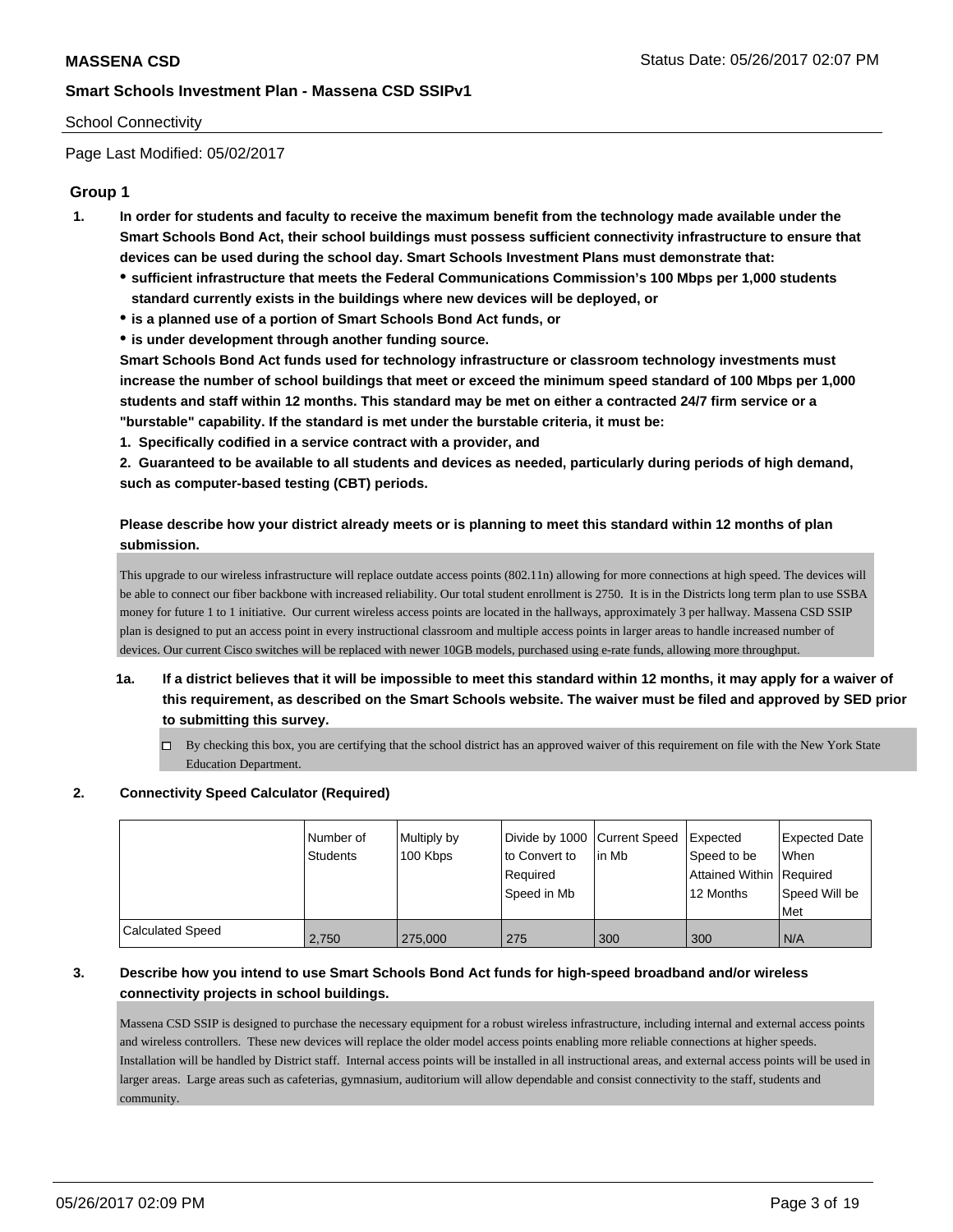School Connectivity

Page Last Modified: 05/02/2017

## Group 1

**1. In order for students and faculty to receive the maximum benefit from the technology made available under the Smart Schools Bond Act, their school buildings must possess sufficient connectivity infrastructure to ensure that devices can be used during the school day. Smart Schools Investment Plans must demonstrate that:**

- **sufficient infrastructure that meets the Federal Communications Commission's 100 Mbps per 1,000 students standard currently exists in the buildings where new devices will be deployed, or**
- **is a planned use of a portion of Smart Schools Bond Act funds, or**
- **is under development through another funding source.**

**Smart Schools Bond Act funds used for technology infrastructure or classroom technology investments must increase the number of school buildings that meet or exceed the minimum speed standard of 100 Mbps per 1,000 students and staff within 12 months. This standard may be met on either a contracted 24/7 firm service or a "burstable" capability. If the standard is met under the burstable criteria, it must be:**

**1. Specifically codified in a service contract with a provider, and**

**2. Guaranteed to be available to all students and devices as needed, particularly during periods of high demand, such as computer-based testing (CBT) periods.**

**Please describe how your district already meets or is planning to meet this standard within 12 months of plan submission.**

This upgrade to our wireless infrastructure will replace outdate access points (802.11n) allowing for more connections at high speed. The devices will be able to connect our fiber backbone with increased reliability. Our total student enrollment is 2750. It is in the Districts long term plan to use SSBA money for future 1 to 1 initiative. Our current wireless access points are located in the hallways, approximately 3 per hallway. Massena CSD SSIP plan is designed to put an access point in every instructional classroom and multiple access points in larger areas to handle increased number of devices. Our current Cisco switches will be replaced with newer 10GB models, purchased using e-rate funds, allowing more throughput.

**1a. If a district believes that it will be impossible to meet this standard within 12 months, it may apply for a waiver of this requirement, as described on the Smart Schools website. The waiver must be filed and approved by SED prior to submitting this survey.**

☐ By checking this box, you are certifying that the school district has an approved waiver of this requirement on file with the New York State Education Department.

**2. Connectivity Speed Calculator (Required)**

| | Number of Students | Multiply by 100 Kbps | Divide by 1000 to Convert to Required Speed in Mb | Current Speed in Mb | Expected Speed to be Attained Within 12 Months | Expected Date When Required Speed Will be Met |
|---|---|---|---|---|---|---|
| Calculated Speed | 2,750 | 275,000 | 275 | 300 | 300 | N/A |

**3. Describe how you intend to use Smart Schools Bond Act funds for high-speed broadband and/or wireless connectivity projects in school buildings.**

Massena CSD SSIP is designed to purchase the necessary equipment for a robust wireless infrastructure, including internal and external access points and wireless controllers. These new devices will replace the older model access points enabling more reliable connections at higher speeds. Installation will be handled by District staff. Internal access points will be installed in all instructional areas, and external access points will be used in larger areas. Large areas such as cafeterias, gymnasium, auditorium will allow dependable and consist connectivity to the staff, students and community.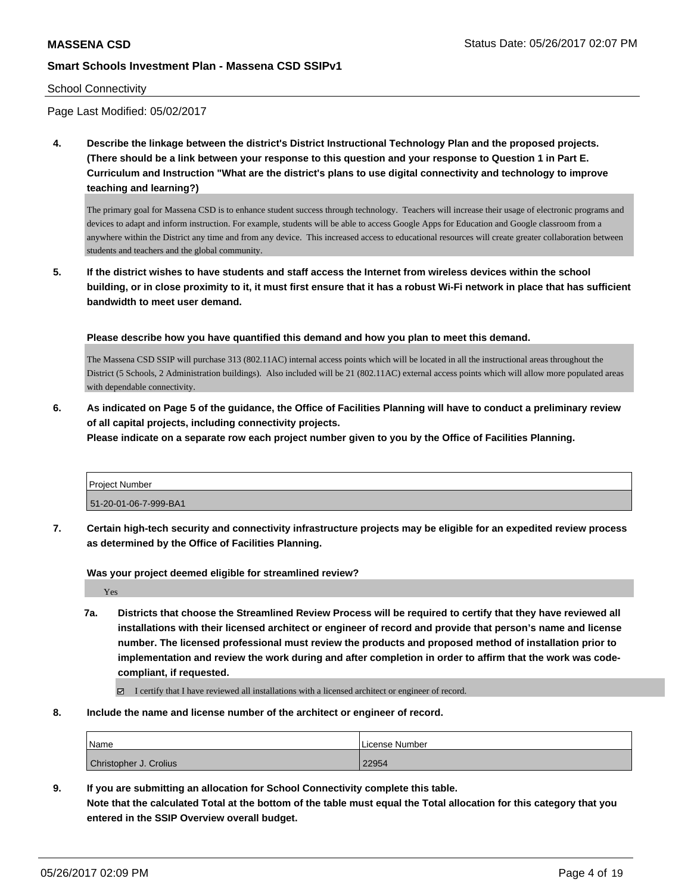School Connectivity

Page Last Modified: 05/02/2017

**4. Describe the linkage between the district's District Instructional Technology Plan and the proposed projects. (There should be a link between your response to this question and your response to Question 1 in Part E. Curriculum and Instruction "What are the district's plans to use digital connectivity and technology to improve teaching and learning?)**

The primary goal for Massena CSD is to enhance student success through technology. Teachers will increase their usage of electronic programs and devices to adapt and inform instruction. For example, students will be able to access Google Apps for Education and Google classroom from a anywhere within the District any time and from any device. This increased access to educational resources will create greater collaboration between students and teachers and the global community.

**5. If the district wishes to have students and staff access the Internet from wireless devices within the school building, or in close proximity to it, it must first ensure that it has a robust Wi-Fi network in place that has sufficient bandwidth to meet user demand.**

**Please describe how you have quantified this demand and how you plan to meet this demand.**

The Massena CSD SSIP will purchase 313 (802.11AC) internal access points which will be located in all the instructional areas throughout the District (5 Schools, 2 Administration buildings). Also included will be 21 (802.11AC) external access points which will allow more populated areas with dependable connectivity.

**6. As indicated on Page 5 of the guidance, the Office of Facilities Planning will have to conduct a preliminary review of all capital projects, including connectivity projects.**
**Please indicate on a separate row each project number given to you by the Office of Facilities Planning.**

| Project Number |
| --- |
| 51-20-01-06-7-999-BA1 |

**7. Certain high-tech security and connectivity infrastructure projects may be eligible for an expedited review process as determined by the Office of Facilities Planning.**

**Was your project deemed eligible for streamlined review?**

Yes

**7a. Districts that choose the Streamlined Review Process will be required to certify that they have reviewed all installations with their licensed architect or engineer of record and provide that person's name and license number. The licensed professional must review the products and proposed method of installation prior to implementation and review the work during and after completion in order to affirm that the work was code-compliant, if requested.**

☑ I certify that I have reviewed all installations with a licensed architect or engineer of record.

**8. Include the name and license number of the architect or engineer of record.**

| Name | License Number |
| --- | --- |
| Christopher J. Crolius | 22954 |

**9. If you are submitting an allocation for School Connectivity complete this table.**
**Note that the calculated Total at the bottom of the table must equal the Total allocation for this category that you entered in the SSIP Overview overall budget.**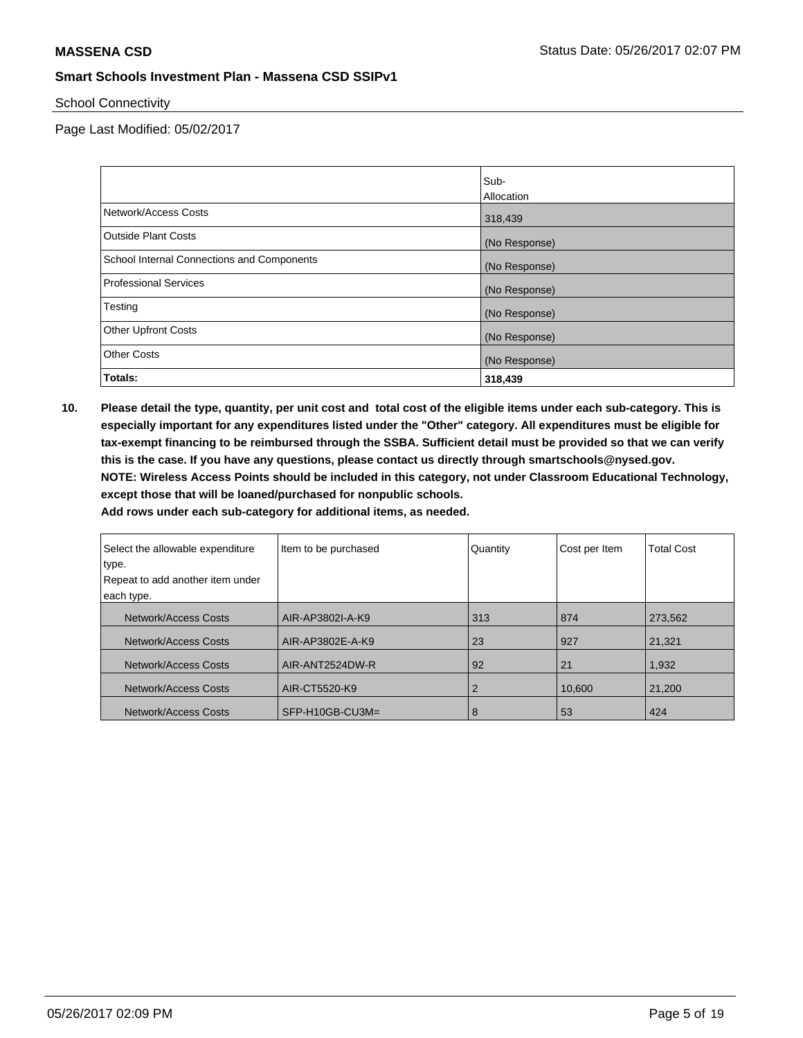School Connectivity

Page Last Modified: 05/02/2017

| | Sub-Allocation |
|---|---|
| Network/Access Costs | 318,439 |
| Outside Plant Costs | (No Response) |
| School Internal Connections and Components | (No Response) |
| Professional Services | (No Response) |
| Testing | (No Response) |
| Other Upfront Costs | (No Response) |
| Other Costs | (No Response) |
| **Totals:** | **318,439** |

**10. Please detail the type, quantity, per unit cost and total cost of the eligible items under each sub-category. This is especially important for any expenditures listed under the "Other" category. All expenditures must be eligible for tax-exempt financing to be reimbursed through the SSBA. Sufficient detail must be provided so that we can verify this is the case. If you have any questions, please contact us directly through smartschools@nysed.gov.**
**NOTE: Wireless Access Points should be included in this category, not under Classroom Educational Technology, except those that will be loaned/purchased for nonpublic schools.**
**Add rows under each sub-category for additional items, as needed.**

| Select the allowable expenditure type. Repeat to add another item under each type. | Item to be purchased | Quantity | Cost per Item | Total Cost |
|---|---|---|---|---|
| Network/Access Costs | AIR-AP3802I-A-K9 | 313 | 874 | 273,562 |
| Network/Access Costs | AIR-AP3802E-A-K9 | 23 | 927 | 21,321 |
| Network/Access Costs | AIR-ANT2524DW-R | 92 | 21 | 1,932 |
| Network/Access Costs | AIR-CT5520-K9 | 2 | 10,600 | 21,200 |
| Network/Access Costs | SFP-H10GB-CU3M= | 8 | 53 | 424 |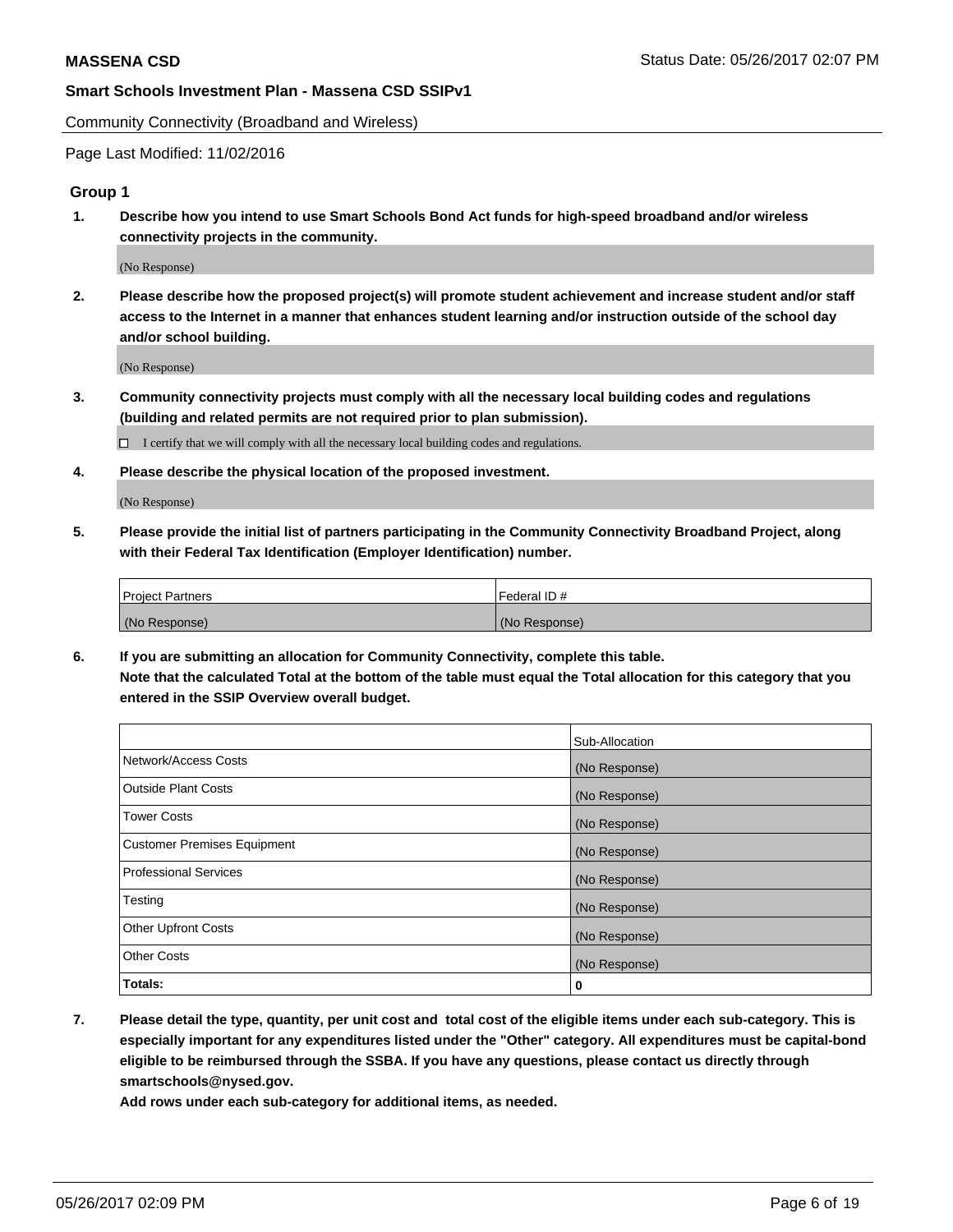Community Connectivity (Broadband and Wireless)

Page Last Modified: 11/02/2016

## Group 1

**1. Describe how you intend to use Smart Schools Bond Act funds for high-speed broadband and/or wireless connectivity projects in the community.**

(No Response)

**2. Please describe how the proposed project(s) will promote student achievement and increase student and/or staff access to the Internet in a manner that enhances student learning and/or instruction outside of the school day and/or school building.**

(No Response)

**3. Community connectivity projects must comply with all the necessary local building codes and regulations (building and related permits are not required prior to plan submission).**

☐ I certify that we will comply with all the necessary local building codes and regulations.

**4. Please describe the physical location of the proposed investment.**

(No Response)

**5. Please provide the initial list of partners participating in the Community Connectivity Broadband Project, along with their Federal Tax Identification (Employer Identification) number.**

| Project Partners | Federal ID # |
| --- | --- |
| (No Response) | (No Response) |

**6. If you are submitting an allocation for Community Connectivity, complete this table. Note that the calculated Total at the bottom of the table must equal the Total allocation for this category that you entered in the SSIP Overview overall budget.**

| | Sub-Allocation |
| --- | --- |
| Network/Access Costs | (No Response) |
| Outside Plant Costs | (No Response) |
| Tower Costs | (No Response) |
| Customer Premises Equipment | (No Response) |
| Professional Services | (No Response) |
| Testing | (No Response) |
| Other Upfront Costs | (No Response) |
| Other Costs | (No Response) |
| **Totals:** | **0** |

**7. Please detail the type, quantity, per unit cost and total cost of the eligible items under each sub-category. This is especially important for any expenditures listed under the "Other" category. All expenditures must be capital-bond eligible to be reimbursed through the SSBA. If you have any questions, please contact us directly through smartschools@nysed.gov.**

**Add rows under each sub-category for additional items, as needed.**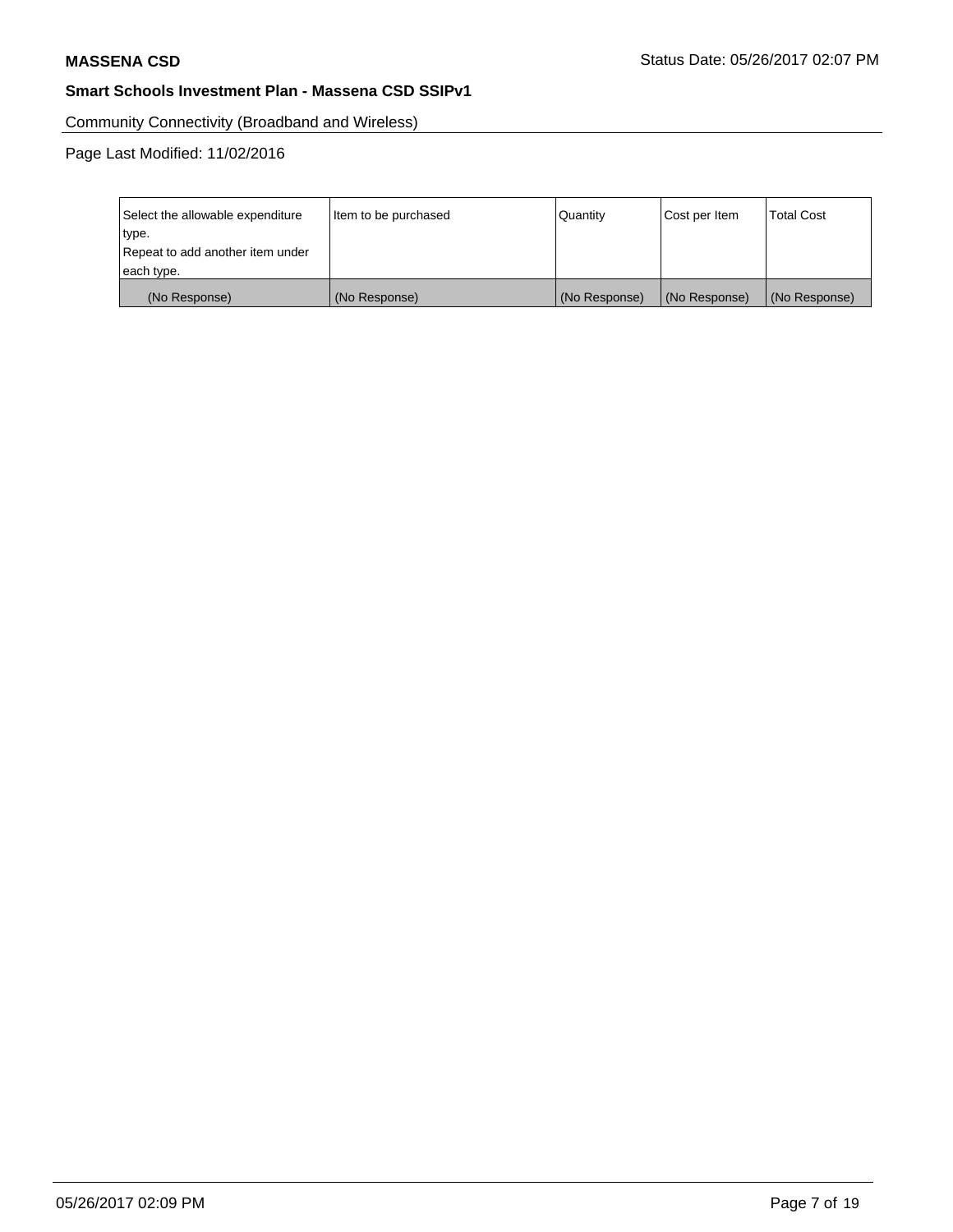Community Connectivity (Broadband and Wireless)

Page Last Modified: 11/02/2016

| Select the allowable expenditure type. Repeat to add another item under each type. | Item to be purchased | Quantity | Cost per Item | Total Cost |
|---|---|---|---|---|
| (No Response) | (No Response) | (No Response) | (No Response) | (No Response) |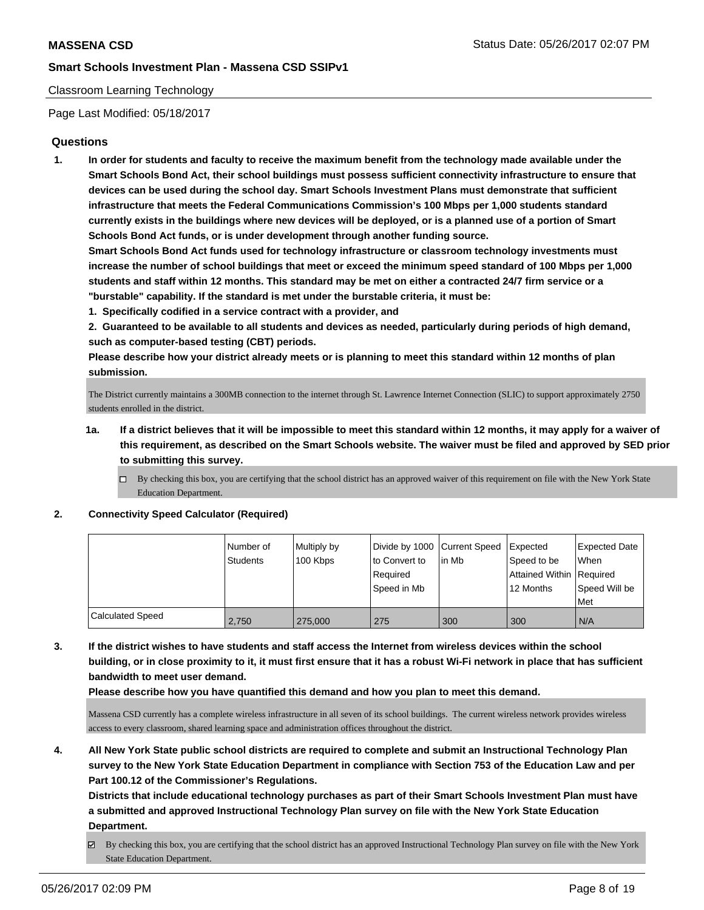Classroom Learning Technology

Page Last Modified: 05/18/2017

## Questions

1. **In order for students and faculty to receive the maximum benefit from the technology made available under the Smart Schools Bond Act, their school buildings must possess sufficient connectivity infrastructure to ensure that devices can be used during the school day. Smart Schools Investment Plans must demonstrate that sufficient infrastructure that meets the Federal Communications Commission's 100 Mbps per 1,000 students standard currently exists in the buildings where new devices will be deployed, or is a planned use of a portion of Smart Schools Bond Act funds, or is under development through another funding source.**

   **Smart Schools Bond Act funds used for technology infrastructure or classroom technology investments must increase the number of school buildings that meet or exceed the minimum speed standard of 100 Mbps per 1,000 students and staff within 12 months. This standard may be met on either a contracted 24/7 firm service or a "burstable" capability. If the standard is met under the burstable criteria, it must be:**

   **1. Specifically codified in a service contract with a provider, and**

   **2. Guaranteed to be available to all students and devices as needed, particularly during periods of high demand, such as computer-based testing (CBT) periods.**

   **Please describe how your district already meets or is planning to meet this standard within 12 months of plan submission.**

   The District currently maintains a 300MB connection to the internet through St. Lawrence Internet Connection (SLIC) to support approximately 2750 students enrolled in the district.

   1a. **If a district believes that it will be impossible to meet this standard within 12 months, it may apply for a waiver of this requirement, as described on the Smart Schools website. The waiver must be filed and approved by SED prior to submitting this survey.**

   ☐ By checking this box, you are certifying that the school district has an approved waiver of this requirement on file with the New York State Education Department.

2. **Connectivity Speed Calculator (Required)**

| | Number of Students | Multiply by 100 Kbps | Divide by 1000 to Convert to Required Speed in Mb | Current Speed in Mb | Expected Speed to be Attained Within 12 Months | Expected Date When Required Speed Will be Met |
|---|---|---|---|---|---|---|
| Calculated Speed | 2,750 | 275,000 | 275 | 300 | 300 | N/A |

3. **If the district wishes to have students and staff access the Internet from wireless devices within the school building, or in close proximity to it, it must first ensure that it has a robust Wi-Fi network in place that has sufficient bandwidth to meet user demand.**

   **Please describe how you have quantified this demand and how you plan to meet this demand.**

   Massena CSD currently has a complete wireless infrastructure in all seven of its school buildings. The current wireless network provides wireless access to every classroom, shared learning space and administration offices throughout the district.

4. **All New York State public school districts are required to complete and submit an Instructional Technology Plan survey to the New York State Education Department in compliance with Section 753 of the Education Law and per Part 100.12 of the Commissioner's Regulations.**

   **Districts that include educational technology purchases as part of their Smart Schools Investment Plan must have a submitted and approved Instructional Technology Plan survey on file with the New York State Education Department.**

   ☑ By checking this box, you are certifying that the school district has an approved Instructional Technology Plan survey on file with the New York State Education Department.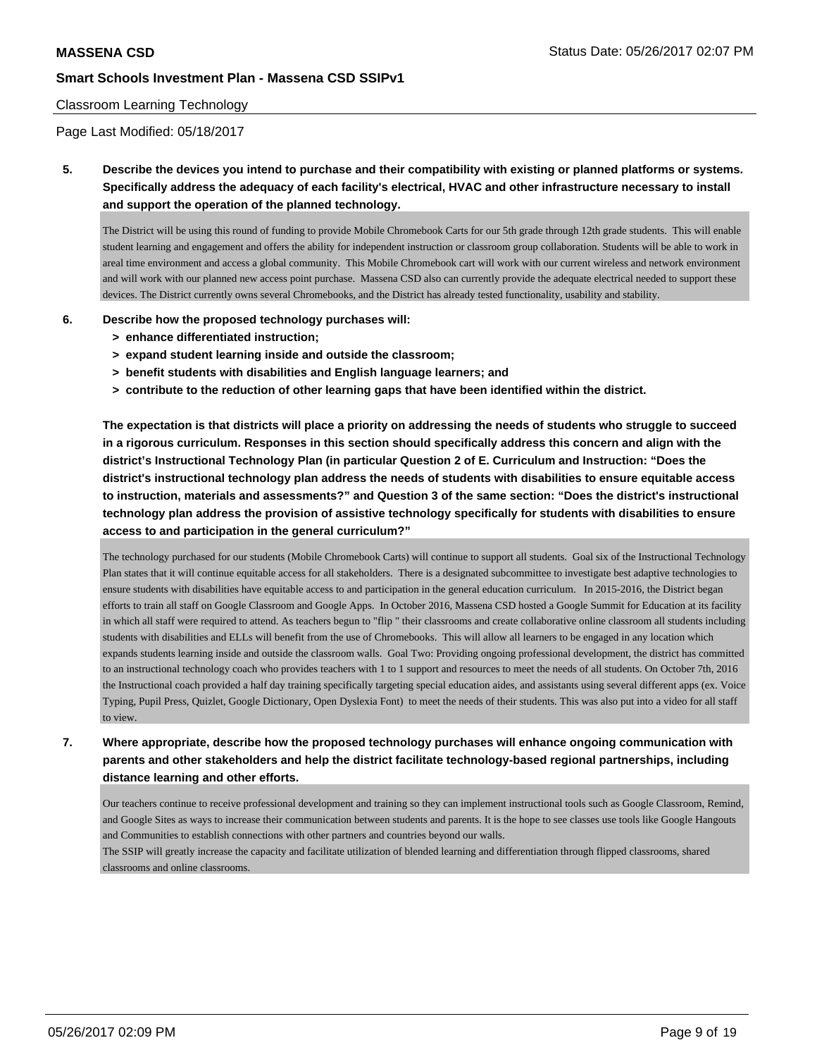Classroom Learning Technology

Page Last Modified: 05/18/2017

**5. Describe the devices you intend to purchase and their compatibility with existing or planned platforms or systems. Specifically address the adequacy of each facility's electrical, HVAC and other infrastructure necessary to install and support the operation of the planned technology.**

The District will be using this round of funding to provide Mobile Chromebook Carts for our 5th grade through 12th grade students. This will enable student learning and engagement and offers the ability for independent instruction or classroom group collaboration. Students will be able to work in areal time environment and access a global community. This Mobile Chromebook cart will work with our current wireless and network environment and will work with our planned new access point purchase. Massena CSD also can currently provide the adequate electrical needed to support these devices. The District currently owns several Chromebooks, and the District has already tested functionality, usability and stability.

**6. Describe how the proposed technology purchases will:**

- **> enhance differentiated instruction;**
- **> expand student learning inside and outside the classroom;**
- **> benefit students with disabilities and English language learners; and**
- **> contribute to the reduction of other learning gaps that have been identified within the district.**

**The expectation is that districts will place a priority on addressing the needs of students who struggle to succeed in a rigorous curriculum. Responses in this section should specifically address this concern and align with the district's Instructional Technology Plan (in particular Question 2 of E. Curriculum and Instruction: "Does the district's instructional technology plan address the needs of students with disabilities to ensure equitable access to instruction, materials and assessments?" and Question 3 of the same section: "Does the district's instructional technology plan address the provision of assistive technology specifically for students with disabilities to ensure access to and participation in the general curriculum?"**

The technology purchased for our students (Mobile Chromebook Carts) will continue to support all students. Goal six of the Instructional Technology Plan states that it will continue equitable access for all stakeholders. There is a designated subcommittee to investigate best adaptive technologies to ensure students with disabilities have equitable access to and participation in the general education curriculum. In 2015-2016, the District began efforts to train all staff on Google Classroom and Google Apps. In October 2016, Massena CSD hosted a Google Summit for Education at its facility in which all staff were required to attend. As teachers begun to "flip " their classrooms and create collaborative online classroom all students including students with disabilities and ELLs will benefit from the use of Chromebooks. This will allow all learners to be engaged in any location which expands students learning inside and outside the classroom walls. Goal Two: Providing ongoing professional development, the district has committed to an instructional technology coach who provides teachers with 1 to 1 support and resources to meet the needs of all students. On October 7th, 2016 the Instructional coach provided a half day training specifically targeting special education aides, and assistants using several different apps (ex. Voice Typing, Pupil Press, Quizlet, Google Dictionary, Open Dyslexia Font) to meet the needs of their students. This was also put into a video for all staff to view.

**7. Where appropriate, describe how the proposed technology purchases will enhance ongoing communication with parents and other stakeholders and help the district facilitate technology-based regional partnerships, including distance learning and other efforts.**

Our teachers continue to receive professional development and training so they can implement instructional tools such as Google Classroom, Remind, and Google Sites as ways to increase their communication between students and parents. It is the hope to see classes use tools like Google Hangouts and Communities to establish connections with other partners and countries beyond our walls.
The SSIP will greatly increase the capacity and facilitate utilization of blended learning and differentiation through flipped classrooms, shared classrooms and online classrooms.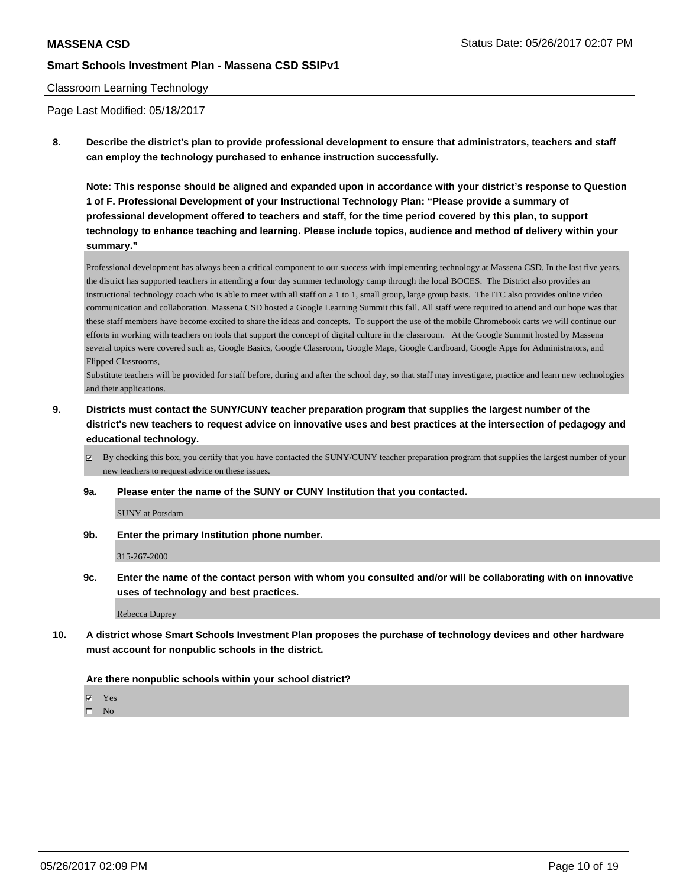Classroom Learning Technology

Page Last Modified: 05/18/2017

**8. Describe the district's plan to provide professional development to ensure that administrators, teachers and staff can employ the technology purchased to enhance instruction successfully.**

**Note: This response should be aligned and expanded upon in accordance with your district's response to Question 1 of F. Professional Development of your Instructional Technology Plan: "Please provide a summary of professional development offered to teachers and staff, for the time period covered by this plan, to support technology to enhance teaching and learning. Please include topics, audience and method of delivery within your summary."**

Professional development has always been a critical component to our success with implementing technology at Massena CSD. In the last five years, the district has supported teachers in attending a four day summer technology camp through the local BOCES. The District also provides an instructional technology coach who is able to meet with all staff on a 1 to 1, small group, large group basis. The ITC also provides online video communication and collaboration. Massena CSD hosted a Google Learning Summit this fall. All staff were required to attend and our hope was that these staff members have become excited to share the ideas and concepts. To support the use of the mobile Chromebook carts we will continue our efforts in working with teachers on tools that support the concept of digital culture in the classroom. At the Google Summit hosted by Massena several topics were covered such as, Google Basics, Google Classroom, Google Maps, Google Cardboard, Google Apps for Administrators, and Flipped Classrooms,

Substitute teachers will be provided for staff before, during and after the school day, so that staff may investigate, practice and learn new technologies and their applications.

**9. Districts must contact the SUNY/CUNY teacher preparation program that supplies the largest number of the district's new teachers to request advice on innovative uses and best practices at the intersection of pedagogy and educational technology.**

☑ By checking this box, you certify that you have contacted the SUNY/CUNY teacher preparation program that supplies the largest number of your new teachers to request advice on these issues.

**9a. Please enter the name of the SUNY or CUNY Institution that you contacted.**

SUNY at Potsdam

**9b. Enter the primary Institution phone number.**

315-267-2000

**9c. Enter the name of the contact person with whom you consulted and/or will be collaborating with on innovative uses of technology and best practices.**

Rebecca Duprey

**10. A district whose Smart Schools Investment Plan proposes the purchase of technology devices and other hardware must account for nonpublic schools in the district.**

**Are there nonpublic schools within your school district?**

☑ Yes
☐ No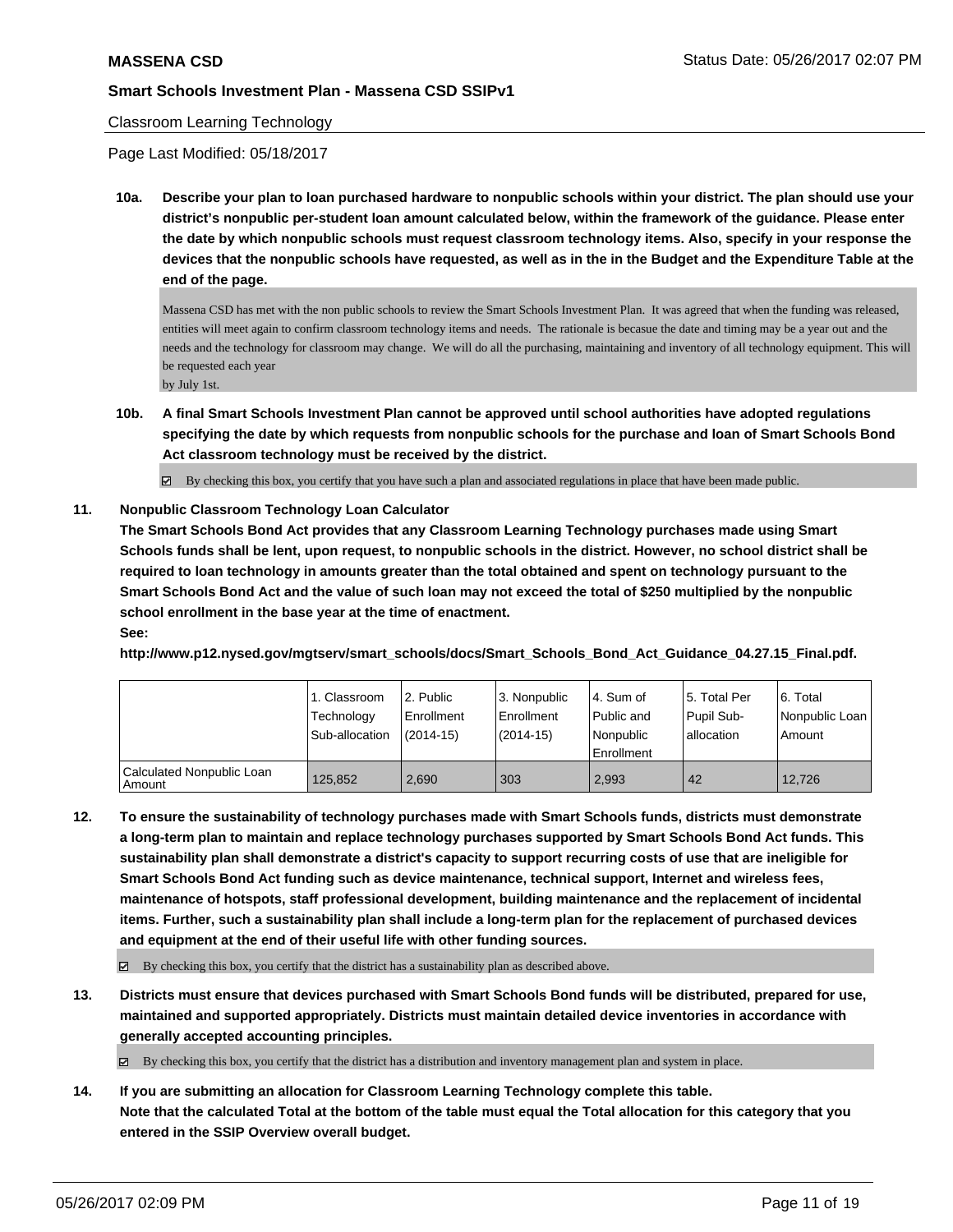Classroom Learning Technology

Page Last Modified: 05/18/2017

**10a. Describe your plan to loan purchased hardware to nonpublic schools within your district. The plan should use your district's nonpublic per-student loan amount calculated below, within the framework of the guidance. Please enter the date by which nonpublic schools must request classroom technology items. Also, specify in your response the devices that the nonpublic schools have requested, as well as in the in the Budget and the Expenditure Table at the end of the page.**

Massena CSD has met with the non public schools to review the Smart Schools Investment Plan. It was agreed that when the funding was released, entities will meet again to confirm classroom technology items and needs. The rationale is becasue the date and timing may be a year out and the needs and the technology for classroom may change. We will do all the purchasing, maintaining and inventory of all technology equipment. This will be requested each year
by July 1st.

**10b. A final Smart Schools Investment Plan cannot be approved until school authorities have adopted regulations specifying the date by which requests from nonpublic schools for the purchase and loan of Smart Schools Bond Act classroom technology must be received by the district.**

☑ By checking this box, you certify that you have such a plan and associated regulations in place that have been made public.

**11. Nonpublic Classroom Technology Loan Calculator**
**The Smart Schools Bond Act provides that any Classroom Learning Technology purchases made using Smart Schools funds shall be lent, upon request, to nonpublic schools in the district. However, no school district shall be required to loan technology in amounts greater than the total obtained and spent on technology pursuant to the Smart Schools Bond Act and the value of such loan may not exceed the total of $250 multiplied by the nonpublic school enrollment in the base year at the time of enactment.**
**See:**
**http://www.p12.nysed.gov/mgtserv/smart_schools/docs/Smart_Schools_Bond_Act_Guidance_04.27.15_Final.pdf.**

| | 1. Classroom Technology Sub-allocation | 2. Public Enrollment (2014-15) | 3. Nonpublic Enrollment (2014-15) | 4. Sum of Public and Nonpublic Enrollment | 5. Total Per Pupil Sub-allocation | 6. Total Nonpublic Loan Amount |
|---|---|---|---|---|---|---|
| Calculated Nonpublic Loan Amount | 125,852 | 2,690 | 303 | 2,993 | 42 | 12,726 |

**12. To ensure the sustainability of technology purchases made with Smart Schools funds, districts must demonstrate a long-term plan to maintain and replace technology purchases supported by Smart Schools Bond Act funds. This sustainability plan shall demonstrate a district's capacity to support recurring costs of use that are ineligible for Smart Schools Bond Act funding such as device maintenance, technical support, Internet and wireless fees, maintenance of hotspots, staff professional development, building maintenance and the replacement of incidental items. Further, such a sustainability plan shall include a long-term plan for the replacement of purchased devices and equipment at the end of their useful life with other funding sources.**

☑ By checking this box, you certify that the district has a sustainability plan as described above.

**13. Districts must ensure that devices purchased with Smart Schools Bond funds will be distributed, prepared for use, maintained and supported appropriately. Districts must maintain detailed device inventories in accordance with generally accepted accounting principles.**

☑ By checking this box, you certify that the district has a distribution and inventory management plan and system in place.

**14. If you are submitting an allocation for Classroom Learning Technology complete this table.**
**Note that the calculated Total at the bottom of the table must equal the Total allocation for this category that you entered in the SSIP Overview overall budget.**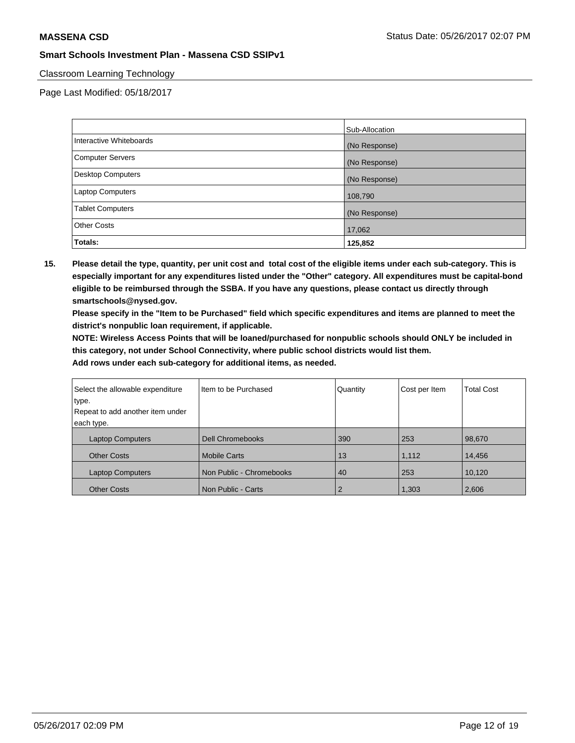Classroom Learning Technology

Page Last Modified: 05/18/2017

| | Sub-Allocation |
|---|---|
| Interactive Whiteboards | (No Response) |
| Computer Servers | (No Response) |
| Desktop Computers | (No Response) |
| Laptop Computers | 108,790 |
| Tablet Computers | (No Response) |
| Other Costs | 17,062 |
| **Totals:** | **125,852** |

**15. Please detail the type, quantity, per unit cost and total cost of the eligible items under each sub-category. This is especially important for any expenditures listed under the "Other" category. All expenditures must be capital-bond eligible to be reimbursed through the SSBA. If you have any questions, please contact us directly through smartschools@nysed.gov.**

**Please specify in the "Item to be Purchased" field which specific expenditures and items are planned to meet the district's nonpublic loan requirement, if applicable.**

**NOTE: Wireless Access Points that will be loaned/purchased for nonpublic schools should ONLY be included in this category, not under School Connectivity, where public school districts would list them.**

**Add rows under each sub-category for additional items, as needed.**

| Select the allowable expenditure type. Repeat to add another item under each type. | Item to be Purchased | Quantity | Cost per Item | Total Cost |
|---|---|---|---|---|
| Laptop Computers | Dell Chromebooks | 390 | 253 | 98,670 |
| Other Costs | Mobile Carts | 13 | 1,112 | 14,456 |
| Laptop Computers | Non Public - Chromebooks | 40 | 253 | 10,120 |
| Other Costs | Non Public - Carts | 2 | 1,303 | 2,606 |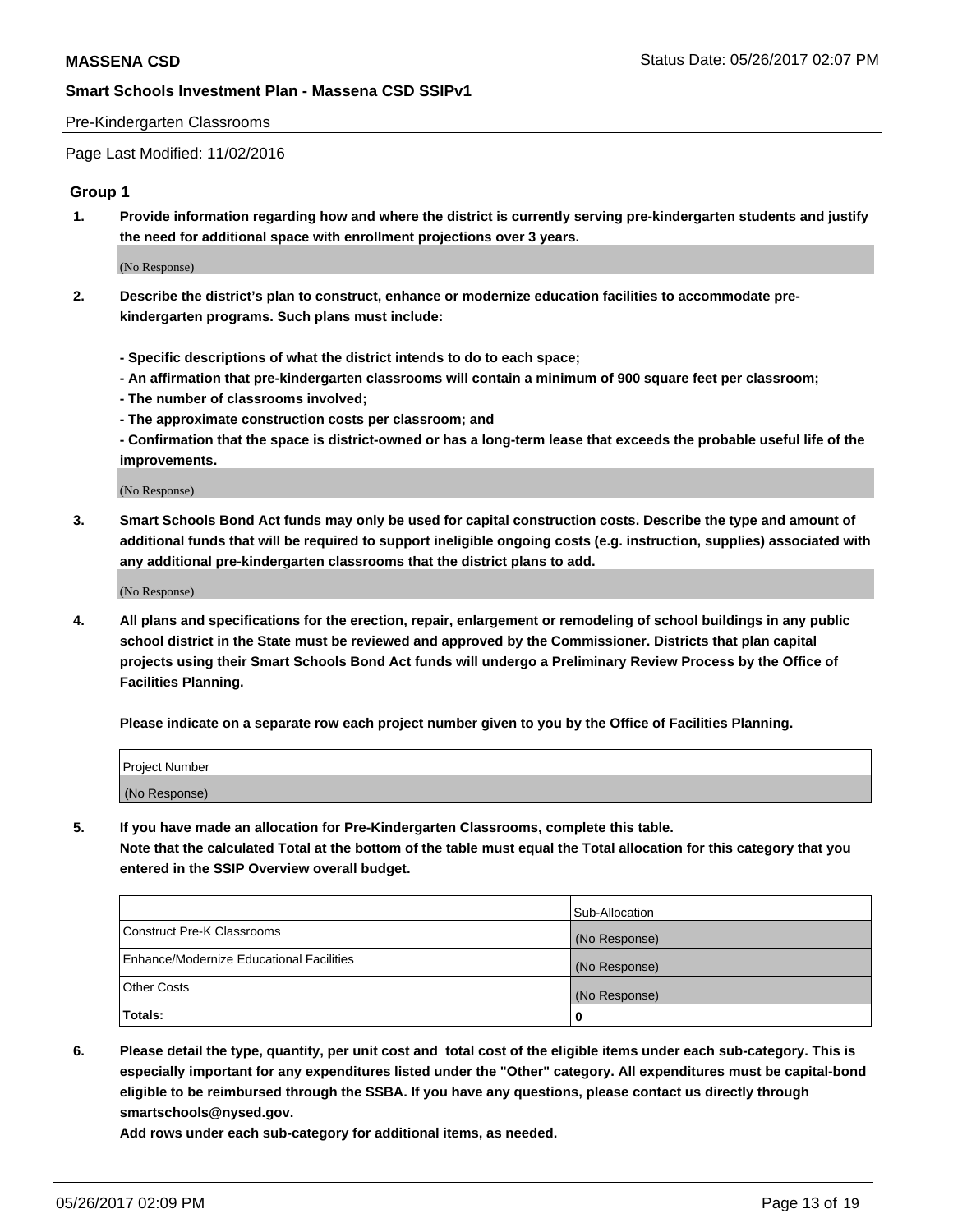Pre-Kindergarten Classrooms

Page Last Modified: 11/02/2016

## Group 1

1. **Provide information regarding how and where the district is currently serving pre-kindergarten students and justify the need for additional space with enrollment projections over 3 years.**

   (No Response)

2. **Describe the district's plan to construct, enhance or modernize education facilities to accommodate pre-kindergarten programs. Such plans must include:**

   **- Specific descriptions of what the district intends to do to each space;**
   **- An affirmation that pre-kindergarten classrooms will contain a minimum of 900 square feet per classroom;**
   **- The number of classrooms involved;**
   **- The approximate construction costs per classroom; and**
   **- Confirmation that the space is district-owned or has a long-term lease that exceeds the probable useful life of the improvements.**

   (No Response)

3. **Smart Schools Bond Act funds may only be used for capital construction costs. Describe the type and amount of additional funds that will be required to support ineligible ongoing costs (e.g. instruction, supplies) associated with any additional pre-kindergarten classrooms that the district plans to add.**

   (No Response)

4. **All plans and specifications for the erection, repair, enlargement or remodeling of school buildings in any public school district in the State must be reviewed and approved by the Commissioner. Districts that plan capital projects using their Smart Schools Bond Act funds will undergo a Preliminary Review Process by the Office of Facilities Planning.**

   **Please indicate on a separate row each project number given to you by the Office of Facilities Planning.**

| Project Number |
|---|
| (No Response) |

5. **If you have made an allocation for Pre-Kindergarten Classrooms, complete this table.**
   **Note that the calculated Total at the bottom of the table must equal the Total allocation for this category that you entered in the SSIP Overview overall budget.**

| | Sub-Allocation |
|---|---|
| Construct Pre-K Classrooms | (No Response) |
| Enhance/Modernize Educational Facilities | (No Response) |
| Other Costs | (No Response) |
| **Totals:** | **0** |

6. **Please detail the type, quantity, per unit cost and total cost of the eligible items under each sub-category. This is especially important for any expenditures listed under the "Other" category. All expenditures must be capital-bond eligible to be reimbursed through the SSBA. If you have any questions, please contact us directly through smartschools@nysed.gov.**
   **Add rows under each sub-category for additional items, as needed.**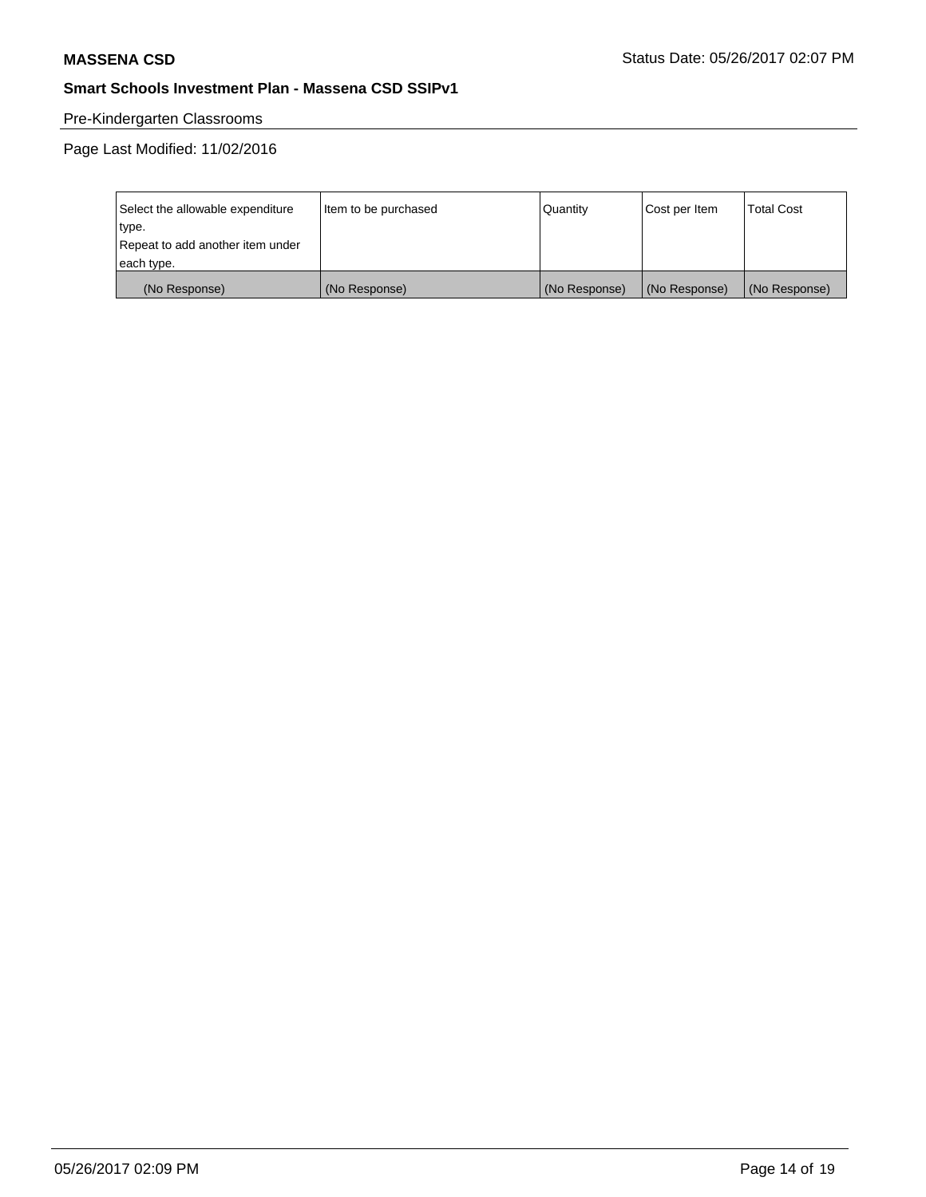Pre-Kindergarten Classrooms

Page Last Modified: 11/02/2016

| Select the allowable expenditure type. Repeat to add another item under each type. | Item to be purchased | Quantity | Cost per Item | Total Cost |
|---|---|---|---|---|
| (No Response) | (No Response) | (No Response) | (No Response) | (No Response) |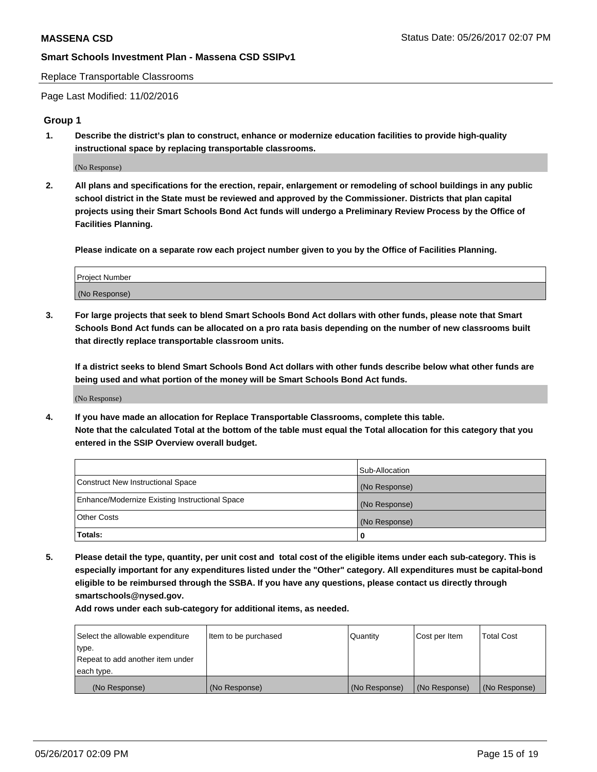Replace Transportable Classrooms

Page Last Modified: 11/02/2016

## Group 1

**1. Describe the district's plan to construct, enhance or modernize education facilities to provide high-quality instructional space by replacing transportable classrooms.**

(No Response)

**2. All plans and specifications for the erection, repair, enlargement or remodeling of school buildings in any public school district in the State must be reviewed and approved by the Commissioner. Districts that plan capital projects using their Smart Schools Bond Act funds will undergo a Preliminary Review Process by the Office of Facilities Planning.**

**Please indicate on a separate row each project number given to you by the Office of Facilities Planning.**

| Project Number |
|---|
| (No Response) |

**3. For large projects that seek to blend Smart Schools Bond Act dollars with other funds, please note that Smart Schools Bond Act funds can be allocated on a pro rata basis depending on the number of new classrooms built that directly replace transportable classroom units.**

**If a district seeks to blend Smart Schools Bond Act dollars with other funds describe below what other funds are being used and what portion of the money will be Smart Schools Bond Act funds.**

(No Response)

**4. If you have made an allocation for Replace Transportable Classrooms, complete this table.**
**Note that the calculated Total at the bottom of the table must equal the Total allocation for this category that you entered in the SSIP Overview overall budget.**

| | Sub-Allocation |
|---|---|
| Construct New Instructional Space | (No Response) |
| Enhance/Modernize Existing Instructional Space | (No Response) |
| Other Costs | (No Response) |
| **Totals:** | **0** |

**5. Please detail the type, quantity, per unit cost and total cost of the eligible items under each sub-category. This is especially important for any expenditures listed under the "Other" category. All expenditures must be capital-bond eligible to be reimbursed through the SSBA. If you have any questions, please contact us directly through smartschools@nysed.gov.**

**Add rows under each sub-category for additional items, as needed.**

| Select the allowable expenditure type. Repeat to add another item under each type. | Item to be purchased | Quantity | Cost per Item | Total Cost |
|---|---|---|---|---|
| (No Response) | (No Response) | (No Response) | (No Response) | (No Response) |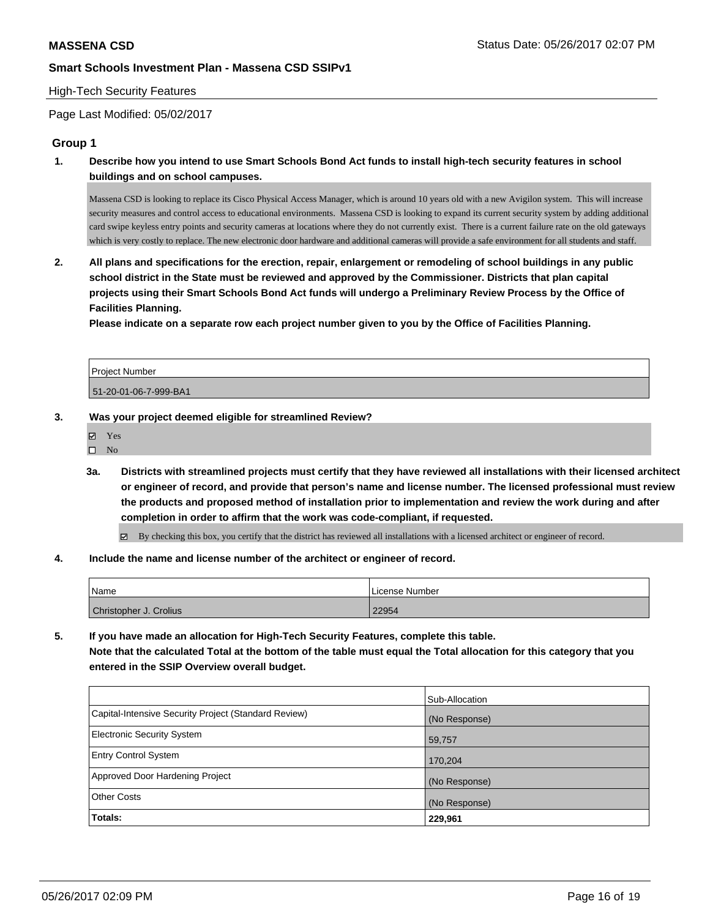High-Tech Security Features

Page Last Modified: 05/02/2017

## Group 1

**1. Describe how you intend to use Smart Schools Bond Act funds to install high-tech security features in school buildings and on school campuses.**

Massena CSD is looking to replace its Cisco Physical Access Manager, which is around 10 years old with a new Avigilon system. This will increase security measures and control access to educational environments. Massena CSD is looking to expand its current security system by adding additional card swipe keyless entry points and security cameras at locations where they do not currently exist. There is a current failure rate on the old gateways which is very costly to replace. The new electronic door hardware and additional cameras will provide a safe environment for all students and staff.

**2. All plans and specifications for the erection, repair, enlargement or remodeling of school buildings in any public school district in the State must be reviewed and approved by the Commissioner. Districts that plan capital projects using their Smart Schools Bond Act funds will undergo a Preliminary Review Process by the Office of Facilities Planning.**

**Please indicate on a separate row each project number given to you by the Office of Facilities Planning.**

| Project Number |
| --- |
| 51-20-01-06-7-999-BA1 |

**3. Was your project deemed eligible for streamlined Review?**

- ☑ Yes
- ☐ No

**3a. Districts with streamlined projects must certify that they have reviewed all installations with their licensed architect or engineer of record, and provide that person's name and license number. The licensed professional must review the products and proposed method of installation prior to implementation and review the work during and after completion in order to affirm that the work was code-compliant, if requested.**

- ☑ By checking this box, you certify that the district has reviewed all installations with a licensed architect or engineer of record.

**4. Include the name and license number of the architect or engineer of record.**

| Name | License Number |
| --- | --- |
| Christopher J. Crolius | 22954 |

**5. If you have made an allocation for High-Tech Security Features, complete this table.**
**Note that the calculated Total at the bottom of the table must equal the Total allocation for this category that you entered in the SSIP Overview overall budget.**

| | Sub-Allocation |
| --- | --- |
| Capital-Intensive Security Project (Standard Review) | (No Response) |
| Electronic Security System | 59,757 |
| Entry Control System | 170,204 |
| Approved Door Hardening Project | (No Response) |
| Other Costs | (No Response) |
| **Totals:** | **229,961** |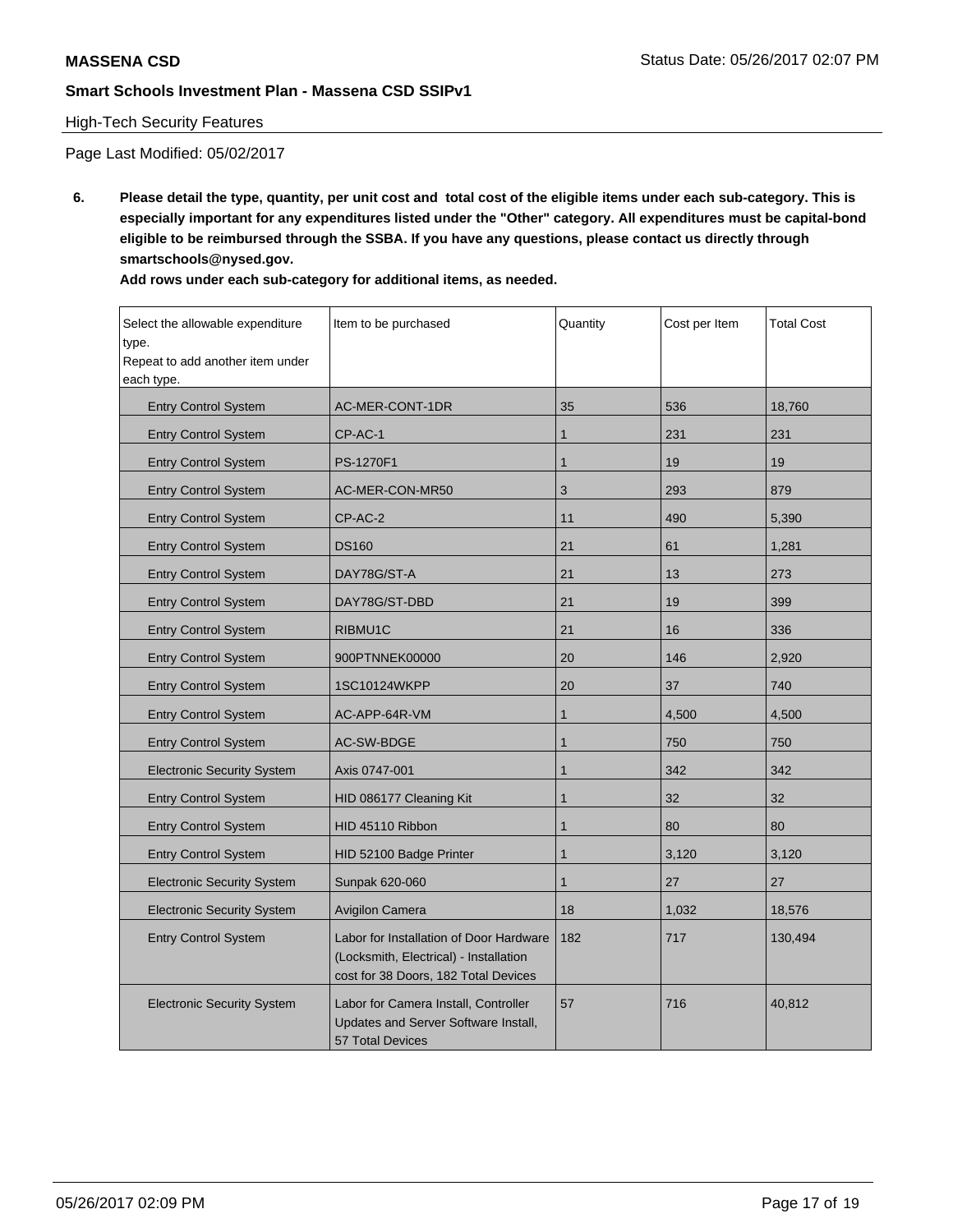## High-Tech Security Features

Page Last Modified: 05/02/2017

**6. Please detail the type, quantity, per unit cost and total cost of the eligible items under each sub-category. This is especially important for any expenditures listed under the "Other" category. All expenditures must be capital-bond eligible to be reimbursed through the SSBA. If you have any questions, please contact us directly through smartschools@nysed.gov.**

**Add rows under each sub-category for additional items, as needed.**

| Select the allowable expenditure type. Repeat to add another item under each type. | Item to be purchased | Quantity | Cost per Item | Total Cost |
|---|---|---|---|---|
| Entry Control System | AC-MER-CONT-1DR | 35 | 536 | 18,760 |
| Entry Control System | CP-AC-1 | 1 | 231 | 231 |
| Entry Control System | PS-1270F1 | 1 | 19 | 19 |
| Entry Control System | AC-MER-CON-MR50 | 3 | 293 | 879 |
| Entry Control System | CP-AC-2 | 11 | 490 | 5,390 |
| Entry Control System | DS160 | 21 | 61 | 1,281 |
| Entry Control System | DAY78G/ST-A | 21 | 13 | 273 |
| Entry Control System | DAY78G/ST-DBD | 21 | 19 | 399 |
| Entry Control System | RIBMU1C | 21 | 16 | 336 |
| Entry Control System | 900PTNNEK00000 | 20 | 146 | 2,920 |
| Entry Control System | 1SC10124WKPP | 20 | 37 | 740 |
| Entry Control System | AC-APP-64R-VM | 1 | 4,500 | 4,500 |
| Entry Control System | AC-SW-BDGE | 1 | 750 | 750 |
| Electronic Security System | Axis 0747-001 | 1 | 342 | 342 |
| Entry Control System | HID 086177 Cleaning Kit | 1 | 32 | 32 |
| Entry Control System | HID 45110 Ribbon | 1 | 80 | 80 |
| Entry Control System | HID 52100 Badge Printer | 1 | 3,120 | 3,120 |
| Electronic Security System | Sunpak 620-060 | 1 | 27 | 27 |
| Electronic Security System | Avigilon Camera | 18 | 1,032 | 18,576 |
| Entry Control System | Labor for Installation of Door Hardware (Locksmith, Electrical) - Installation cost for 38 Doors, 182 Total Devices | 182 | 717 | 130,494 |
| Electronic Security System | Labor for Camera Install, Controller Updates and Server Software Install, 57 Total Devices | 57 | 716 | 40,812 |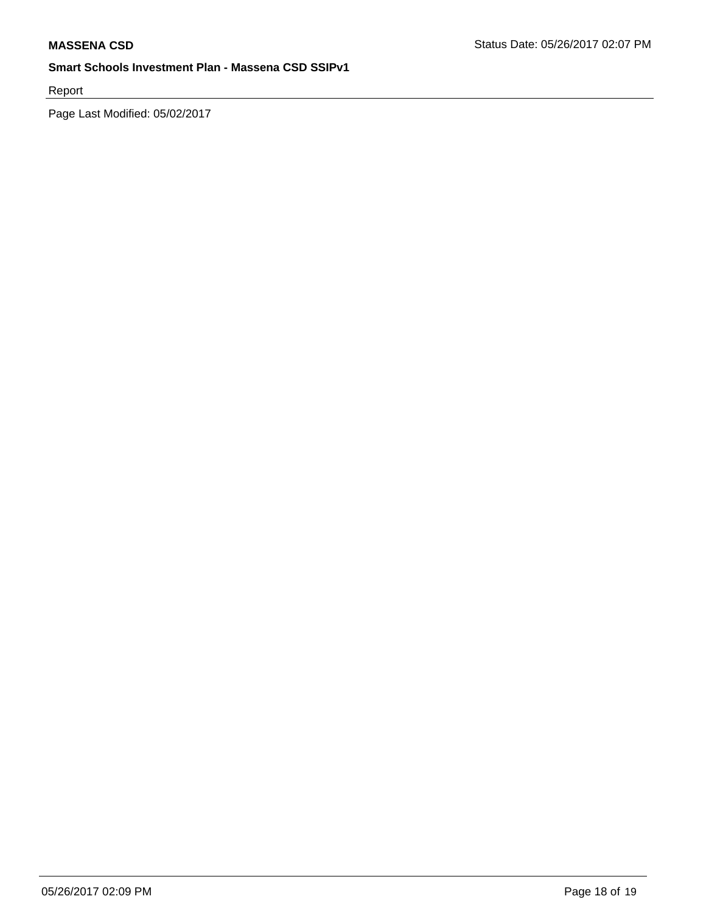Report

Page Last Modified: 05/02/2017